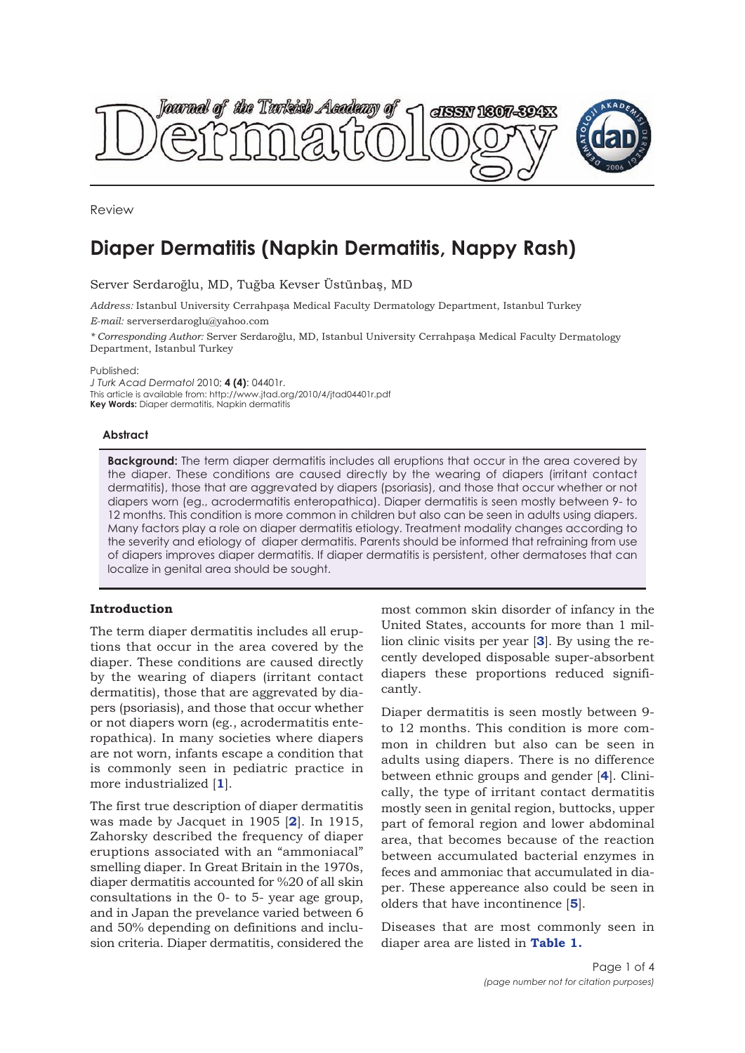Review

# Diaper Dermatitis (Napkin Dermatitis, Nappy Rash)

Server Serdaroğlu, MD, Tuğba Kevser Üstünbaş, MD

*Address:* Istanbul University Cerrahpaşa Medical Faculty Dermatology Department, Istanbul Turkey

*E-mail:* serverserdaroglu@yahoo.com

*\* Corresponding Author:* Server Serdaroğlu, MD, Istanbul University Cerrahpaşa Medical Faculty Dermatology Department, Istanbul Turkey

Published:

*J Turk Acad Dermatol* 2010; **4 (4)**: 04401r.

This article is available from: http://www.jtad.org/2010/4/jtad04401r.pdf

**Key Words:** Diaper dermatitis, Napkin dermatitis

### Abstract

**Background:** The term diaper dermatitis includes all eruptions that occur in the area covered by the diaper. These conditions are caused directly by the wearing of diapers (irritant contact dermatitis), those that are aggrevated by diapers (psoriasis), and those that occur whether or not diapers worn (eg., acrodermatitis enteropathica). Diaper dermatitis is seen mostly between 9- to 12 months. This condition is more common in children but also can be seen in adults using diapers. Many factors play a role on diaper dermatitis etiology. Treatment modality changes according to the severity and etiology of diaper dermatitis. Parents should be informed that refraining from use of diapers improves diaper dermatitis. If diaper dermatitis is persistent, other dermatoses that can localize in genital area should be sought.

## Introduction

The term diaper dermatitis includes all eruptions that occur in the area covered by the diaper. These conditions are caused directly by the wearing of diapers (irritant contact dermatitis), those that are aggrevated by diapers (psoriasis), and those that occur whether or not diapers worn (eg., acrodermatitis enteropathica). In many societies where diapers are not worn, infants escape a condition that is commonly seen in pediatric practice in more industrialized [1].

The first true description of diaper dermatitis was made by Jacquet in 1905 [2]. In 1915, Zahorsky described the frequency of diaper eruptions associated with an "ammoniacal" smelling diaper. In Great Britain in the 1970s, diaper dermatitis accounted for %20 of all skin consultations in the 0- to 5- year age group, and in Japan the prevelance varied between 6 and 50% depending on definitions and inclusion criteria. Diaper dermatitis, considered the most common skin disorder of infancy in the United States, accounts for more than 1 million clinic visits per year [3]. By using the recently developed disposable super-absorbent diapers these proportions reduced significantly.

Diaper dermatitis is seen mostly between 9- to 12 months. This condition is more common in children but also can be seen in adults using diapers. There is no difference between ethnic groups and gender [4]. Clinically, the type of irritant contact dermatitis mostly seen in genital region, buttocks, upper part of femoral region and lower abdominal area, that becomes because of the reaction between accumulated bacterial enzymes in feces and ammoniac that accumulated in diaper. These appereance also could be seen in olders that have incontinence [5].

Diseases that are most commonly seen in diaper area are listed in **Table 1.**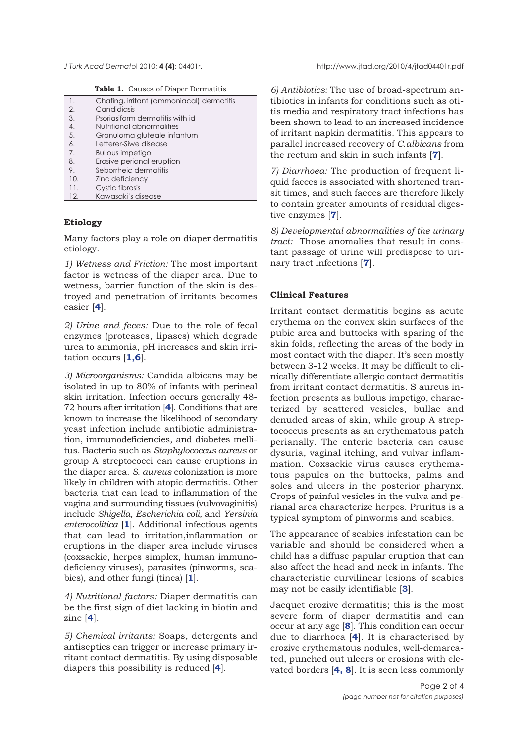**Table 1.** Causes of Diaper Dermatitis

| | |
|---|---|
| 1. | Chafing, irritant (ammoniacal) dermatitis |
| 2. | Candidiasis |
| 3. | Psoriasiform dermatitis with id |
| 4. | Nutritional abnormalities |
| 5. | Granuloma gluteale infantum |
| 6. | Letterer-Siwe disease |
| 7. | Bullous impetigo |
| 8. | Erosive perianal eruption |
| 9. | Seborrheic dermatitis |
| 10. | Zinc deficiency |
| 11. | Cystic fibrosis |
| 12. | Kawasaki's disease |

## Etiology

Many factors play a role on diaper dermatitis etiology.

*1) Wetness and Friction:* The most important factor is wetness of the diaper area. Due to wetness, barrier function of the skin is destroyed and penetration of irritants becomes easier [4].

*2) Urine and feces:* Due to the role of fecal enzymes (proteases, lipases) which degrade urea to ammonia, pH increases and skin irritation occurs [1,6].

*3) Microorganisms:* Candida albicans may be isolated in up to 80% of infants with perineal skin irritation. Infection occurs generally 48-72 hours after irritation [4]. Conditions that are known to increase the likelihood of secondary yeast infection include antibiotic administration, immunodeficiencies, and diabetes mellitus. Bacteria such as *Staphylococcus aureus* or group A streptococci can cause eruptions in the diaper area. *S. aureus* colonization is more likely in children with atopic dermatitis. Other bacteria that can lead to inflammation of the vagina and surrounding tissues (vulvovaginitis) include *Shigella, Escherichia coli,* and *Yersinia enterocolitica* [1]. Additional infectious agents that can lead to irritation,inflammation or eruptions in the diaper area include viruses (coxsackie, herpes simplex, human immunodeficiency viruses), parasites (pinworms, scabies), and other fungi (tinea) [1].

*4) Nutritional factors:* Diaper dermatitis can be the first sign of diet lacking in biotin and zinc [4].

*5) Chemical irritants:* Soaps, detergents and antiseptics can trigger or increase primary irritant contact dermatitis. By using disposable diapers this possibility is reduced [4].

*6) Antibiotics:* The use of broad-spectrum antibiotics in infants for conditions such as otitis media and respiratory tract infections has been shown to lead to an increased incidence of irritant napkin dermatitis. This appears to parallel increased recovery of *C.albicans* from the rectum and skin in such infants [7].

*7) Diarrhoea:* The production of frequent liquid faeces is associated with shortened transit times, and such faeces are therefore likely to contain greater amounts of residual digestive enzymes [7].

*8) Developmental abnormalities of the urinary tract:* Those anomalies that result in constant passage of urine will predispose to urinary tract infections [7].

## Clinical Features

Irritant contact dermatitis begins as acute erythema on the convex skin surfaces of the pubic area and buttocks with sparing of the skin folds, reflecting the areas of the body in most contact with the diaper. It's seen mostly between 3-12 weeks. It may be difficult to clinically differentiate allergic contact dermatitis from irritant contact dermatitis. S aureus infection presents as bullous impetigo, characterized by scattered vesicles, bullae and denuded areas of skin, while group A streptococcus presents as an erythematous patch perianally. The enteric bacteria can cause dysuria, vaginal itching, and vulvar inflammation. Coxsackie virus causes erythematous papules on the buttocks, palms and soles and ulcers in the posterior pharynx. Crops of painful vesicles in the vulva and perianal area characterize herpes. Pruritus is a typical symptom of pinworms and scabies.

The appearance of scabies infestation can be variable and should be considered when a child has a diffuse papular eruption that can also affect the head and neck in infants. The characteristic curvilinear lesions of scabies may not be easily identifiable [3].

Jacquet erozive dermatitis; this is the most severe form of diaper dermatitis and can occur at any age [8]. This condition can occur due to diarrhoea [4]. It is characterised by erozive erythematous nodules, well-demarcated, punched out ulcers or erosions with elevated borders [4, 8]. It is seen less commonly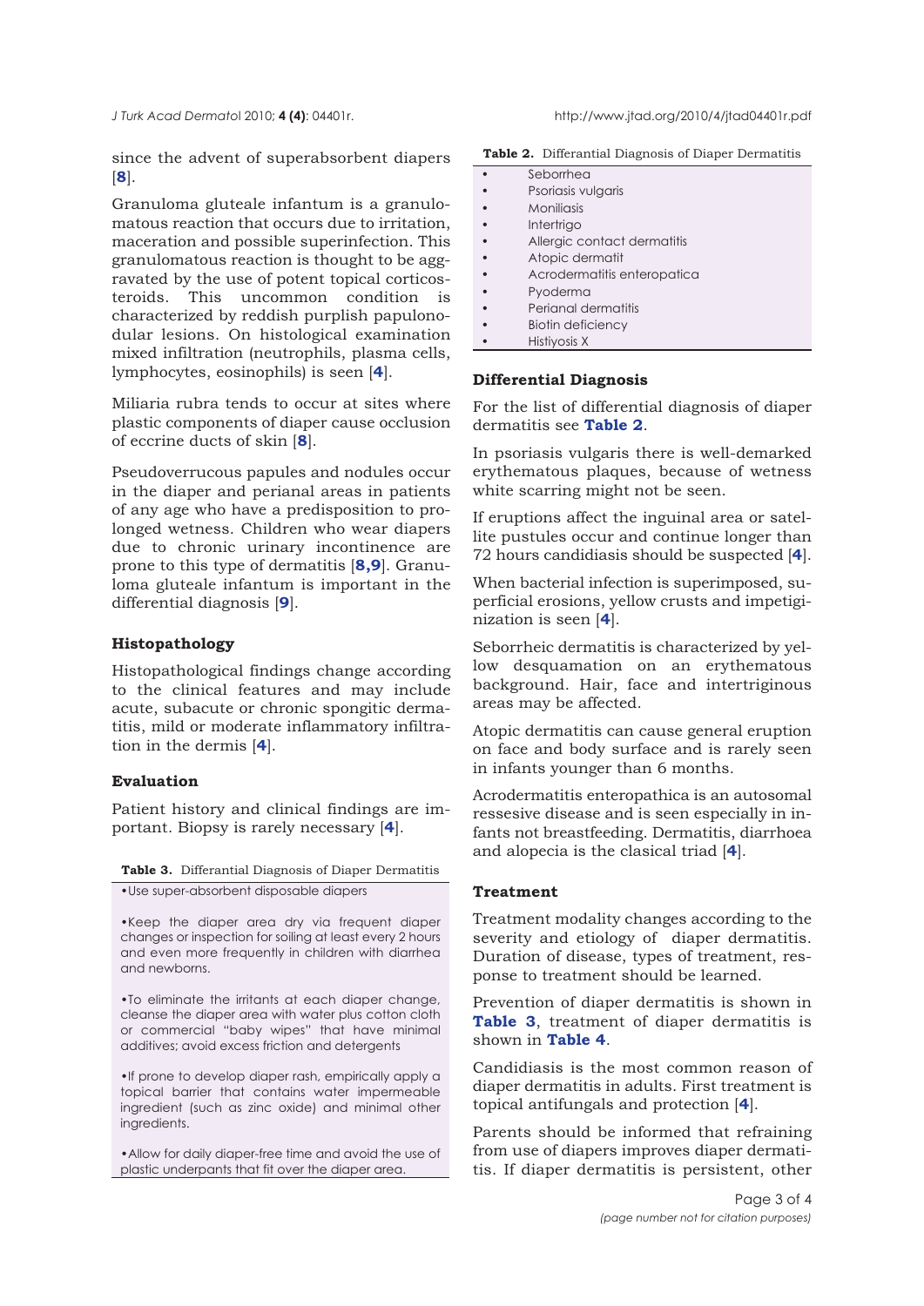since the advent of superabsorbent diapers [8].

Granuloma gluteale infantum is a granulomatous reaction that occurs due to irritation, maceration and possible superinfection. This granulomatous reaction is thought to be aggravated by the use of potent topical corticosteroids. This uncommon condition is characterized by reddish purplish papulonodular lesions. On histological examination mixed infiltration (neutrophils, plasma cells, lymphocytes, eosinophils) is seen [4].

Miliaria rubra tends to occur at sites where plastic components of diaper cause occlusion of eccrine ducts of skin [8].

Pseudoverrucous papules and nodules occur in the diaper and perianal areas in patients of any age who have a predisposition to prolonged wetness. Children who wear diapers due to chronic urinary incontinence are prone to this type of dermatitis [8,9]. Granuloma gluteale infantum is important in the differential diagnosis [9].

### Histopathology

Histopathological findings change according to the clinical features and may include acute, subacute or chronic spongitic dermatitis, mild or moderate inflammatory infiltration in the dermis [4].

### Evaluation

Patient history and clinical findings are important. Biopsy is rarely necessary [4].

**Table 3.** Differantial Diagnosis of Diaper Dermatitis

| |
|---|
| •Use super-absorbent disposable diapers |
| •Keep the diaper area dry via frequent diaper changes or inspection for soiling at least every 2 hours and even more frequently in children with diarrhea and newborns. |
| •To eliminate the irritants at each diaper change, cleanse the diaper area with water plus cotton cloth or commercial "baby wipes" that have minimal additives; avoid excess friction and detergents |
| •If prone to develop diaper rash, empirically apply a topical barrier that contains water impermeable ingredient (such as zinc oxide) and minimal other ingredients. |
| •Allow for daily diaper-free time and avoid the use of plastic underpants that fit over the diaper area. |

**Table 2.** Differantial Diagnosis of Diaper Dermatitis

- Seborrhea
- Psoriasis vulgaris
- Moniliasis
- Intertrigo
- Allergic contact dermatitis
- Atopic dermatit
- Acrodermatitis enteropatica
- Pyoderma
- Perianal dermatitis
- Biotin deficiency
- Histiyosis X

### Differential Diagnosis

For the list of differential diagnosis of diaper dermatitis see **Table 2**.

In psoriasis vulgaris there is well-demarked erythematous plaques, because of wetness white scarring might not be seen.

If eruptions affect the inguinal area or satellite pustules occur and continue longer than 72 hours candidiasis should be suspected [4].

When bacterial infection is superimposed, superficial erosions, yellow crusts and impetiginization is seen [4].

Seborrheic dermatitis is characterized by yellow desquamation on an erythematous background. Hair, face and intertriginous areas may be affected.

Atopic dermatitis can cause general eruption on face and body surface and is rarely seen in infants younger than 6 months.

Acrodermatitis enteropathica is an autosomal ressesive disease and is seen especially in infants not breastfeeding. Dermatitis, diarrhoea and alopecia is the clasical triad [4].

### Treatment

Treatment modality changes according to the severity and etiology of diaper dermatitis. Duration of disease, types of treatment, response to treatment should be learned.

Prevention of diaper dermatitis is shown in **Table 3**, treatment of diaper dermatitis is shown in **Table 4**.

Candidiasis is the most common reason of diaper dermatitis in adults. First treatment is topical antifungals and protection [4].

Parents should be informed that refraining from use of diapers improves diaper dermatitis. If diaper dermatitis is persistent, other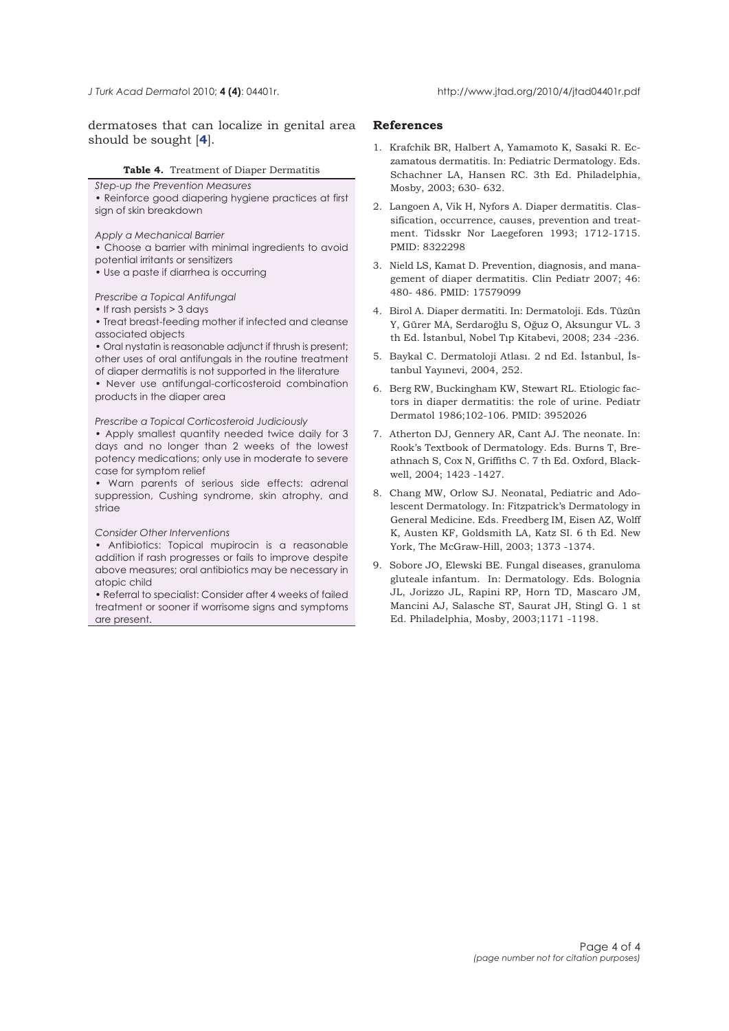dermatoses that can localize in genital area should be sought [4].

**Table 4.** Treatment of Diaper Dermatitis

| |
|---|
| *Step-up the Prevention Measures* |
| • Reinforce good diapering hygiene practices at first sign of skin breakdown |
| *Apply a Mechanical Barrier* |
| • Choose a barrier with minimal ingredients to avoid potential irritants or sensitizers |
| • Use a paste if diarrhea is occurring |
| *Prescribe a Topical Antifungal* |
| • If rash persists > 3 days |
| • Treat breast-feeding mother if infected and cleanse associated objects |
| • Oral nystatin is reasonable adjunct if thrush is present; other uses of oral antifungals in the routine treatment of diaper dermatitis is not supported in the literature |
| • Never use antifungal-corticosteroid combination products in the diaper area |
| *Prescribe a Topical Corticosteroid Judiciously* |
| • Apply smallest quantity needed twice daily for 3 days and no longer than 2 weeks of the lowest potency medications; only use in moderate to severe case for symptom relief |
| • Warn parents of serious side effects: adrenal suppression, Cushing syndrome, skin atrophy, and striae |
| *Consider Other Interventions* |
| • Antibiotics: Topical mupirocin is a reasonable addition if rash progresses or fails to improve despite above measures; oral antibiotics may be necessary in atopic child |
| • Referral to specialist: Consider after 4 weeks of failed treatment or sooner if worrisome signs and symptoms are present. |

## References

1. Krafchik BR, Halbert A, Yamamoto K, Sasaki R. Eczamatous dermatitis. In: Pediatric Dermatology. Eds. Schachner LA, Hansen RC. 3th Ed. Philadelphia, Mosby, 2003; 630- 632.
2. Langoen A, Vik H, Nyfors A. Diaper dermatitis. Classification, occurrence, causes, prevention and treatment. Tidsskr Nor Laegeforen 1993; 1712-1715. PMID: 8322298
3. Nield LS, Kamat D. Prevention, diagnosis, and management of diaper dermatitis. Clin Pediatr 2007; 46: 480- 486. PMID: 17579099
4. Birol A. Diaper dermatiti. In: Dermatoloji. Eds. Tüzün Y, Gürer MA, Serdaroğlu S, Oğuz O, Aksungur VL. 3 th Ed. İstanbul, Nobel Tıp Kitabevi, 2008; 234 -236.
5. Baykal C. Dermatoloji Atlası. 2 nd Ed. İstanbul, İstanbul Yayınevi, 2004, 252.
6. Berg RW, Buckingham KW, Stewart RL. Etiologic factors in diaper dermatitis: the role of urine. Pediatr Dermatol 1986;102-106. PMID: 3952026
7. Atherton DJ, Gennery AR, Cant AJ. The neonate. In: Rook's Textbook of Dermatology. Eds. Burns T, Breathnach S, Cox N, Griffiths C. 7 th Ed. Oxford, Blackwell, 2004; 1423 -1427.
8. Chang MW, Orlow SJ. Neonatal, Pediatric and Adolescent Dermatology. In: Fitzpatrick's Dermatology in General Medicine. Eds. Freedberg IM, Eisen AZ, Wolff K, Austen KF, Goldsmith LA, Katz SI. 6 th Ed. New York, The McGraw-Hill, 2003; 1373 -1374.
9. Sobore JO, Elewski BE. Fungal diseases, granuloma gluteale infantum. In: Dermatology. Eds. Bolognia JL, Jorizzo JL, Rapini RP, Horn TD, Mascaro JM, Mancini AJ, Salasche ST, Saurat JH, Stingl G. 1 st Ed. Philadelphia, Mosby, 2003;1171 -1198.